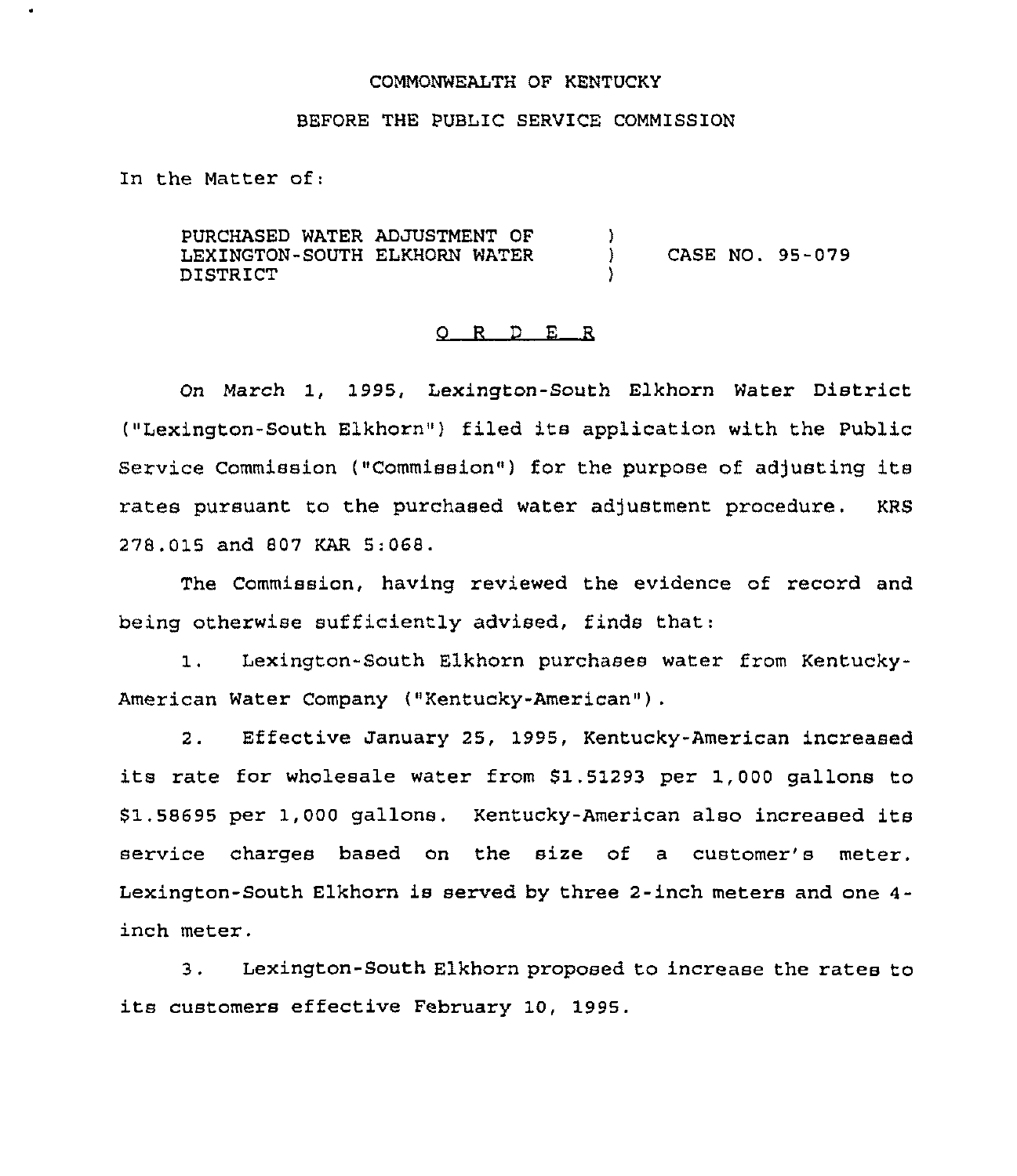COMMONWEALTH OF KENTUCKY

BEFORE THE PUBLIC SERVICE COMMISSION

In the Matter of:

| | | |
|---|---|---|
| PURCHASED WATER ADJUSTMENT OF LEXINGTON-SOUTH ELKHORN WATER DISTRICT | ) ) ) | CASE NO. 95-079 |

## O R D E R

On March 1, 1995, Lexington-South Elkhorn Water District ("Lexington-South Elkhorn") filed its application with the Public Service Commission ("Commission") for the purpose of adjusting its rates pursuant to the purchased water adjustment procedure. KRS 278.015 and 807 KAR 5:068.

The Commission, having reviewed the evidence of record and being otherwise sufficiently advised, finds that:

1. Lexington-South Elkhorn purchases water from Kentucky-American Water Company ("Kentucky-American").

2. Effective January 25, 1995, Kentucky-American increased its rate for wholesale water from $1.51293 per 1,000 gallons to $1.58695 per 1,000 gallons. Kentucky-American also increased its service charges based on the size of a customer's meter. Lexington-South Elkhorn is served by three 2-inch meters and one 4-inch meter.

3. Lexington-South Elkhorn proposed to increase the rates to its customers effective February 10, 1995.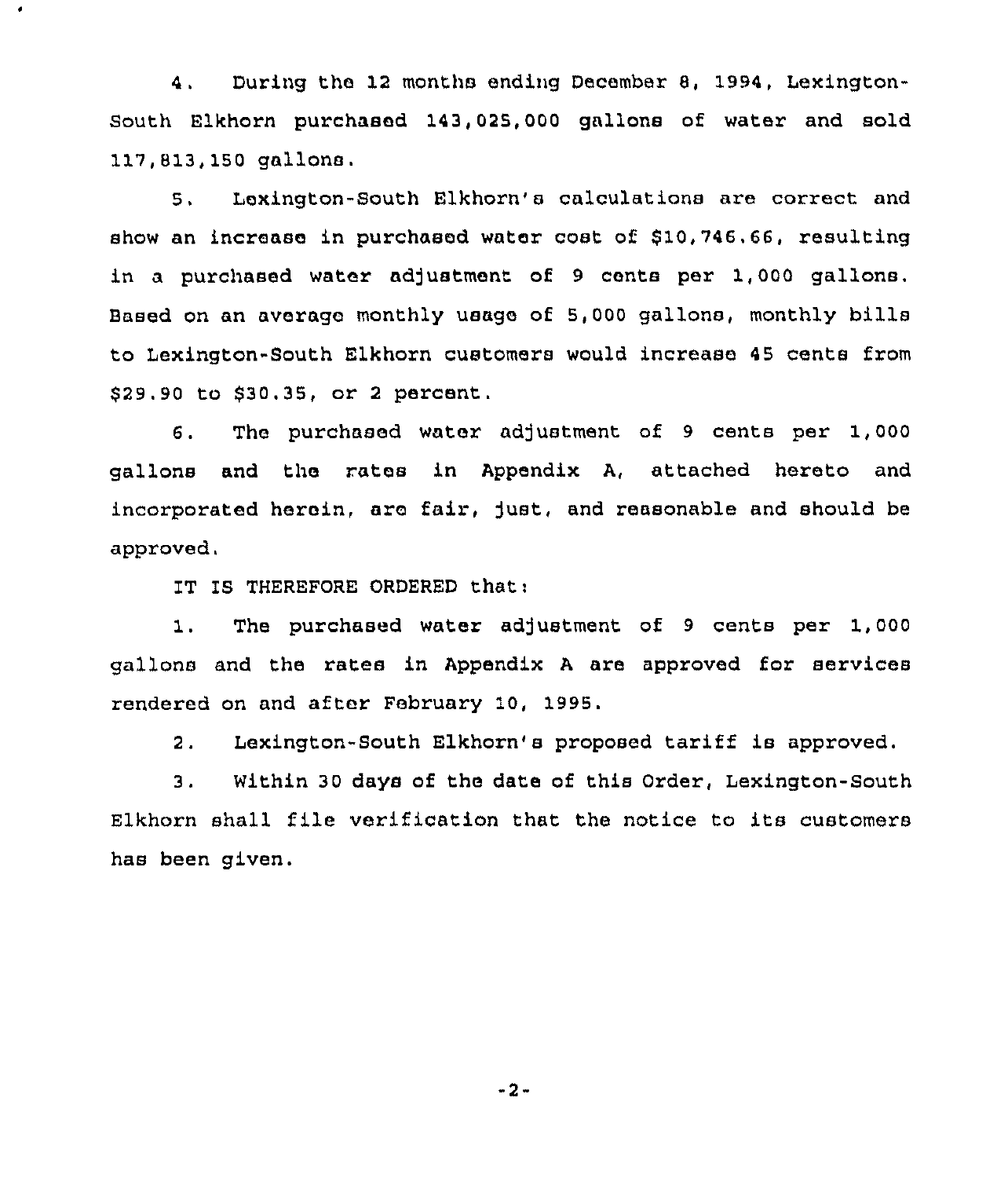4. During the 12 months ending December 8, 1994, Lexington-South Elkhorn purchased 143,025,000 gallons of water and sold 117,813,150 gallons.

5. Lexington-South Elkhorn's calculations are correct and show an increase in purchased water cost of $10,746.66, resulting in a purchased water adjustment of 9 cents per 1,000 gallons. Based on an average monthly usage of 5,000 gallons, monthly bills to Lexington-South Elkhorn customers would increase 45 cents from $29.90 to $30.35, or 2 percent.

6. The purchased water adjustment of 9 cents per 1,000 gallons and the rates in Appendix A, attached hereto and incorporated herein, are fair, just, and reasonable and should be approved.

IT IS THEREFORE ORDERED that:

1. The purchased water adjustment of 9 cents per 1,000 gallons and the rates in Appendix A are approved for services rendered on and after February 10, 1995.

2. Lexington-South Elkhorn's proposed tariff is approved.

3. Within 30 days of the date of this Order, Lexington-South Elkhorn shall file verification that the notice to its customers has been given.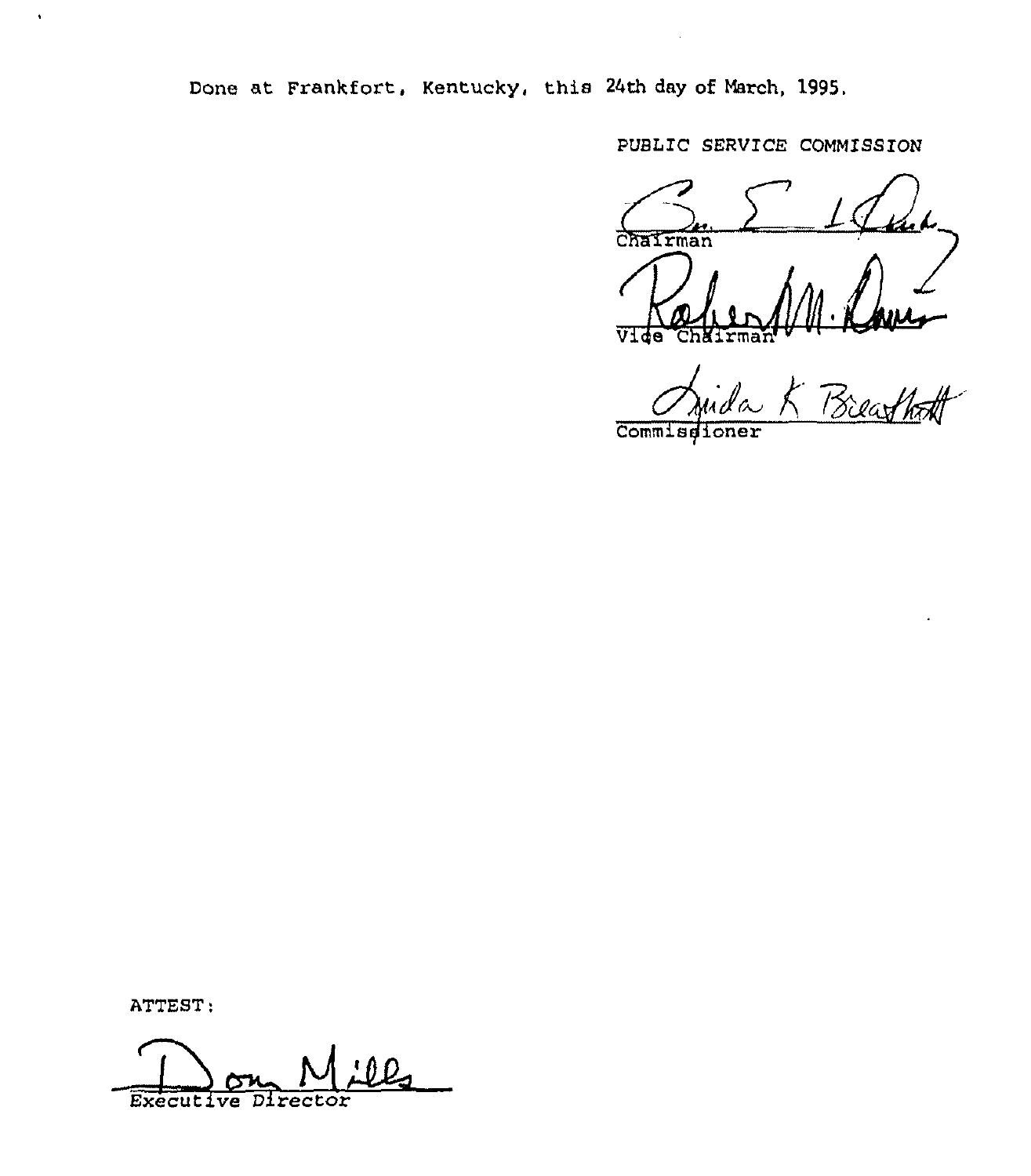Done at Frankfort, Kentucky, this 24th day of March, 1995.

PUBLIC SERVICE COMMISSION

Chairman

Vice Chairman

Commissioner

ATTEST:

Executive Director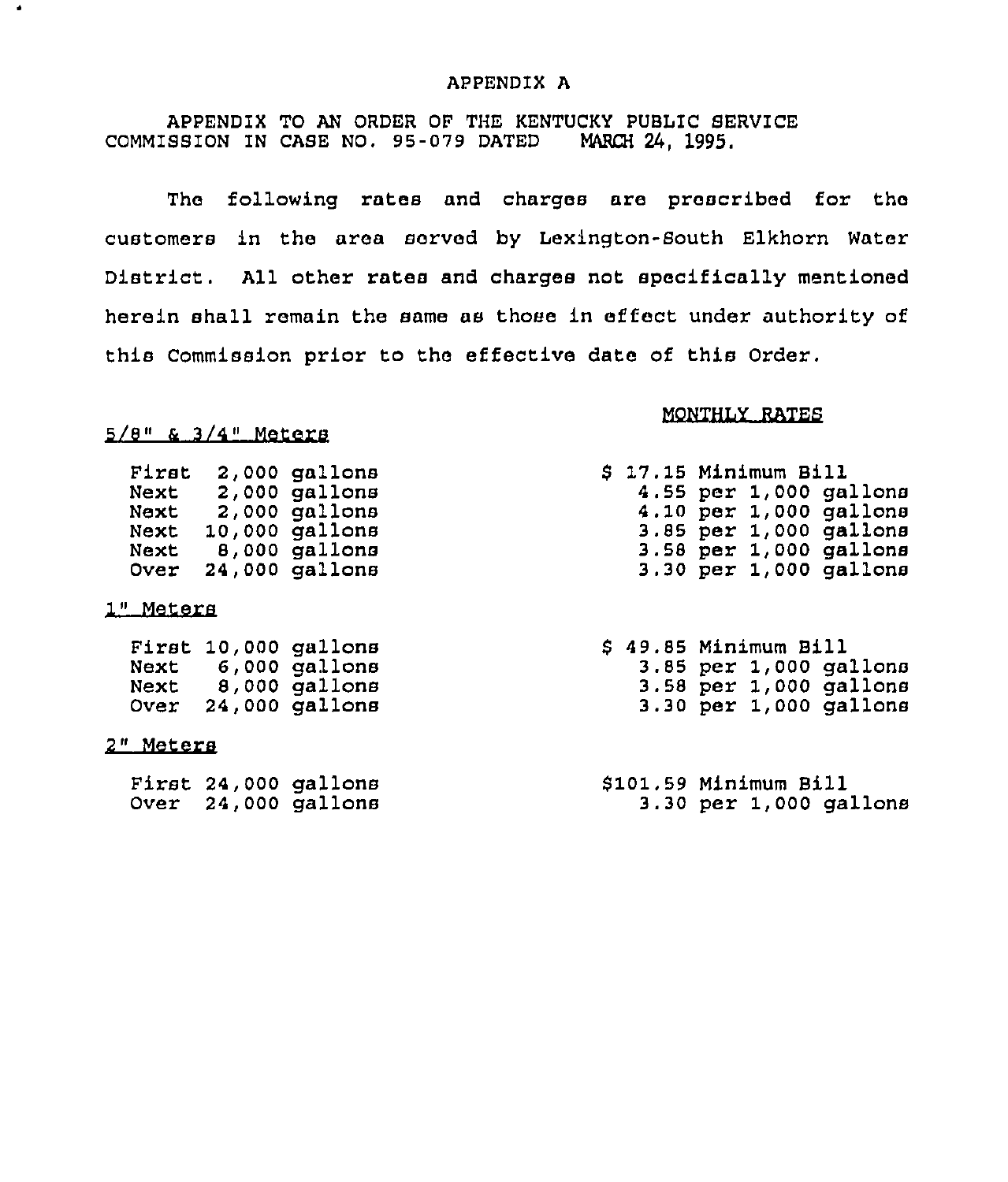# APPENDIX A

APPENDIX TO AN ORDER OF THE KENTUCKY PUBLIC SERVICE COMMISSION IN CASE NO. 95-079 DATED MARCH 24, 1995.

The following rates and charges are prescribed for the customers in the area served by Lexington-South Elkhorn Water District. All other rates and charges not specifically mentioned herein shall remain the same as those in effect under authority of this Commission prior to the effective date of this Order.

| | MONTHLY RATES |
|---|---|
| 5/8" & 3/4" Meters | |
| First 2,000 gallons | $ 17.15 Minimum Bill |
| Next 2,000 gallons | 4.55 per 1,000 gallons |
| Next 2,000 gallons | 4.10 per 1,000 gallons |
| Next 10,000 gallons | 3.85 per 1,000 gallons |
| Next 8,000 gallons | 3.58 per 1,000 gallons |
| Over 24,000 gallons | 3.30 per 1,000 gallons |
| 1" Meters | |
| First 10,000 gallons | $ 49.85 Minimum Bill |
| Next 6,000 gallons | 3.85 per 1,000 gallons |
| Next 8,000 gallons | 3.58 per 1,000 gallons |
| Over 24,000 gallons | 3.30 per 1,000 gallons |
| 2" Meters | |
| First 24,000 gallons | $101.59 Minimum Bill |
| Over 24,000 gallons | 3.30 per 1,000 gallons |